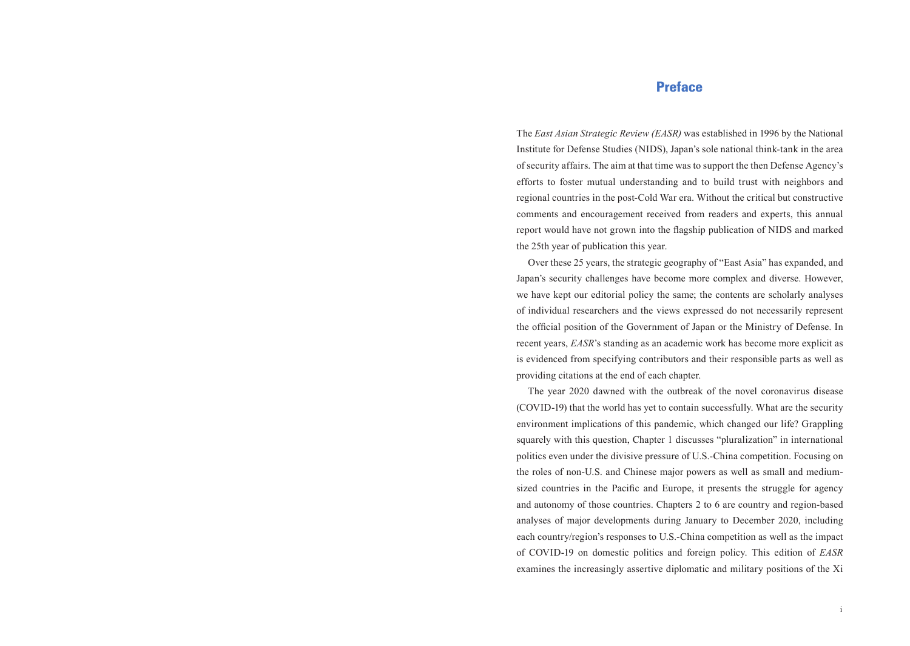# Preface

The *East Asian Strategic Review (EASR)* was established in 1996 by the National Institute for Defense Studies (NIDS), Japan's sole national think-tank in the area of security affairs. The aim at that time was to support the then Defense Agency's efforts to foster mutual understanding and to build trust with neighbors and regional countries in the post-Cold War era. Without the critical but constructive comments and encouragement received from readers and experts, this annual report would have not grown into the flagship publication of NIDS and marked the 25th year of publication this year.

Over these 25 years, the strategic geography of "East Asia" has expanded, and Japan's security challenges have become more complex and diverse. However, we have kept our editorial policy the same; the contents are scholarly analyses of individual researchers and the views expressed do not necessarily represent the official position of the Government of Japan or the Ministry of Defense. In recent years, *EASR*'s standing as an academic work has become more explicit as is evidenced from specifying contributors and their responsible parts as well as providing citations at the end of each chapter.

The year 2020 dawned with the outbreak of the novel coronavirus disease (COVID-19) that the world has yet to contain successfully. What are the security environment implications of this pandemic, which changed our life? Grappling squarely with this question, Chapter 1 discusses "pluralization" in international politics even under the divisive pressure of U.S.-China competition. Focusing on the roles of non-U.S. and Chinese major powers as well as small and medium-sized countries in the Pacific and Europe, it presents the struggle for agency and autonomy of those countries. Chapters 2 to 6 are country and region-based analyses of major developments during January to December 2020, including each country/region's responses to U.S.-China competition as well as the impact of COVID-19 on domestic politics and foreign policy. This edition of *EASR* examines the increasingly assertive diplomatic and military positions of the Xi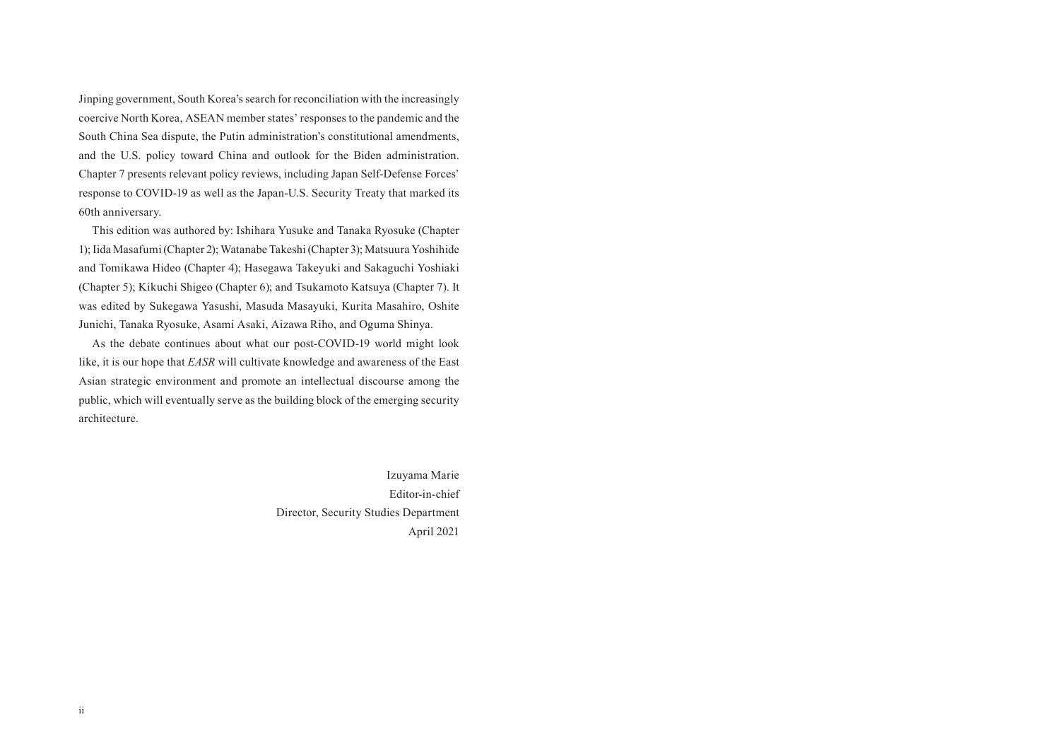Jinping government, South Korea's search for reconciliation with the increasingly coercive North Korea, ASEAN member states' responses to the pandemic and the South China Sea dispute, the Putin administration's constitutional amendments, and the U.S. policy toward China and outlook for the Biden administration. Chapter 7 presents relevant policy reviews, including Japan Self-Defense Forces' response to COVID-19 as well as the Japan-U.S. Security Treaty that marked its 60th anniversary.

This edition was authored by: Ishihara Yusuke and Tanaka Ryosuke (Chapter 1); Iida Masafumi (Chapter 2); Watanabe Takeshi (Chapter 3); Matsuura Yoshihide and Tomikawa Hideo (Chapter 4); Hasegawa Takeyuki and Sakaguchi Yoshiaki (Chapter 5); Kikuchi Shigeo (Chapter 6); and Tsukamoto Katsuya (Chapter 7). It was edited by Sukegawa Yasushi, Masuda Masayuki, Kurita Masahiro, Oshite Junichi, Tanaka Ryosuke, Asami Asaki, Aizawa Riho, and Oguma Shinya.

As the debate continues about what our post-COVID-19 world might look like, it is our hope that *EASR* will cultivate knowledge and awareness of the East Asian strategic environment and promote an intellectual discourse among the public, which will eventually serve as the building block of the emerging security architecture.

Izuyama Marie
Editor-in-chief
Director, Security Studies Department
April 2021